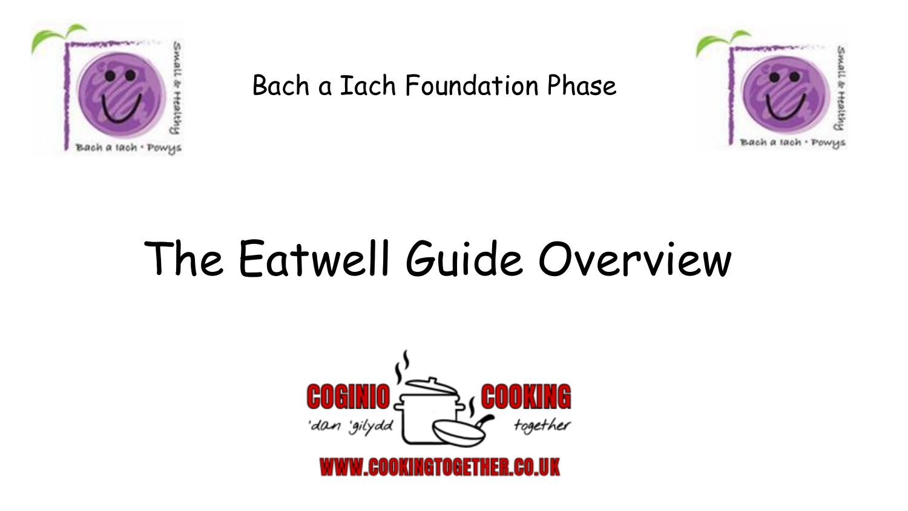Bach a Iach Foundation Phase

# The Eatwell Guide Overview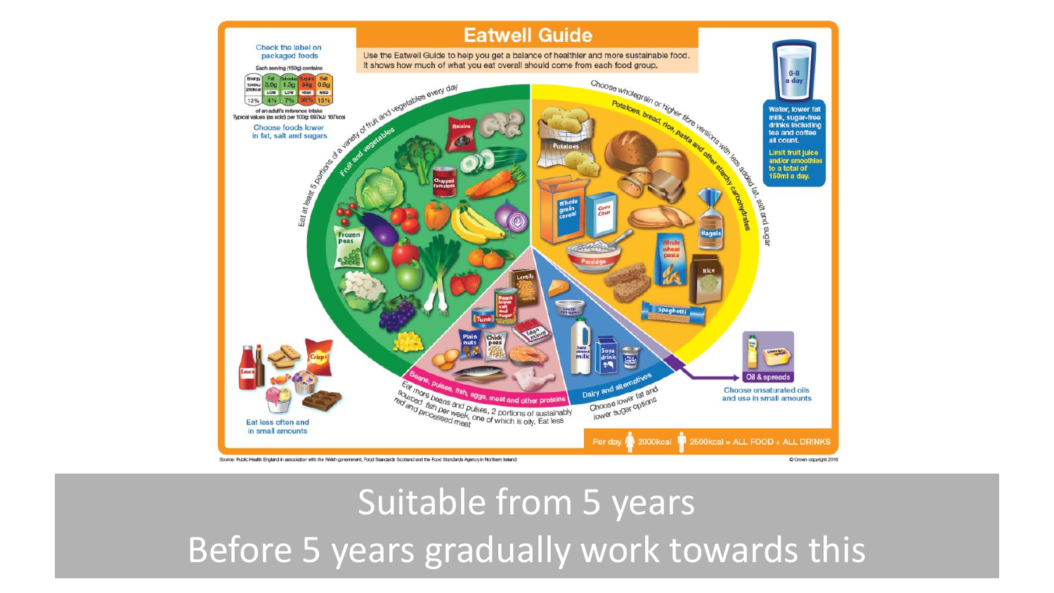# Eatwell Guide

Use the Eatwell Guide to help you get a balance of healthier and more sustainable food. It shows how much of what you eat overall should come from each food group.

Check the label on packaged foods

Each serving (150g) contains

| Energy | Fat | Saturates | Sugars | Salt |
|---|---|---|---|---|
| 1046kJ 250kcal | 3.0g | 1.3g | 34g | 0.9g |
| | LOW | LOW | HIGH | MED |
| 13% | 4% | 7% | 38% | 15% |

of an adult's reference intake

Typical values (as sold) per 100g: 697kJ/ 167kcal

Choose foods lower in fat, salt and sugars

Eat at least 5 portions of a variety of fruit and vegetables every day

Fruit and vegetables

Choose wholegrain or higher fibre versions with less added fat, salt and sugar

Potatoes, bread, rice, pasta and other starchy carbohydrates

6-8 a day

Water, lower fat milk, sugar-free drinks including tea and coffee all count.

Limit fruit juice and/or smoothies to a total of 150ml a day.

Beans, pulses, fish, eggs, meat and other proteins

Eat more beans and pulses, 2 portions of sustainably sourced fish per week, one of which is oily. Eat less red and processed meat

Dairy and alternatives

Choose lower fat and lower sugar options

Oil & spreads

Choose unsaturated oils and use in small amounts

Eat less often and in small amounts

Per day 2000kcal 2500kcal = ALL FOOD + ALL DRINKS

Source: Public Health England in association with the Welsh government, Food Standards Scotland and the Food Standards Agency in Northern Ireland

© Crown copyright 2016

Suitable from 5 years

Before 5 years gradually work towards this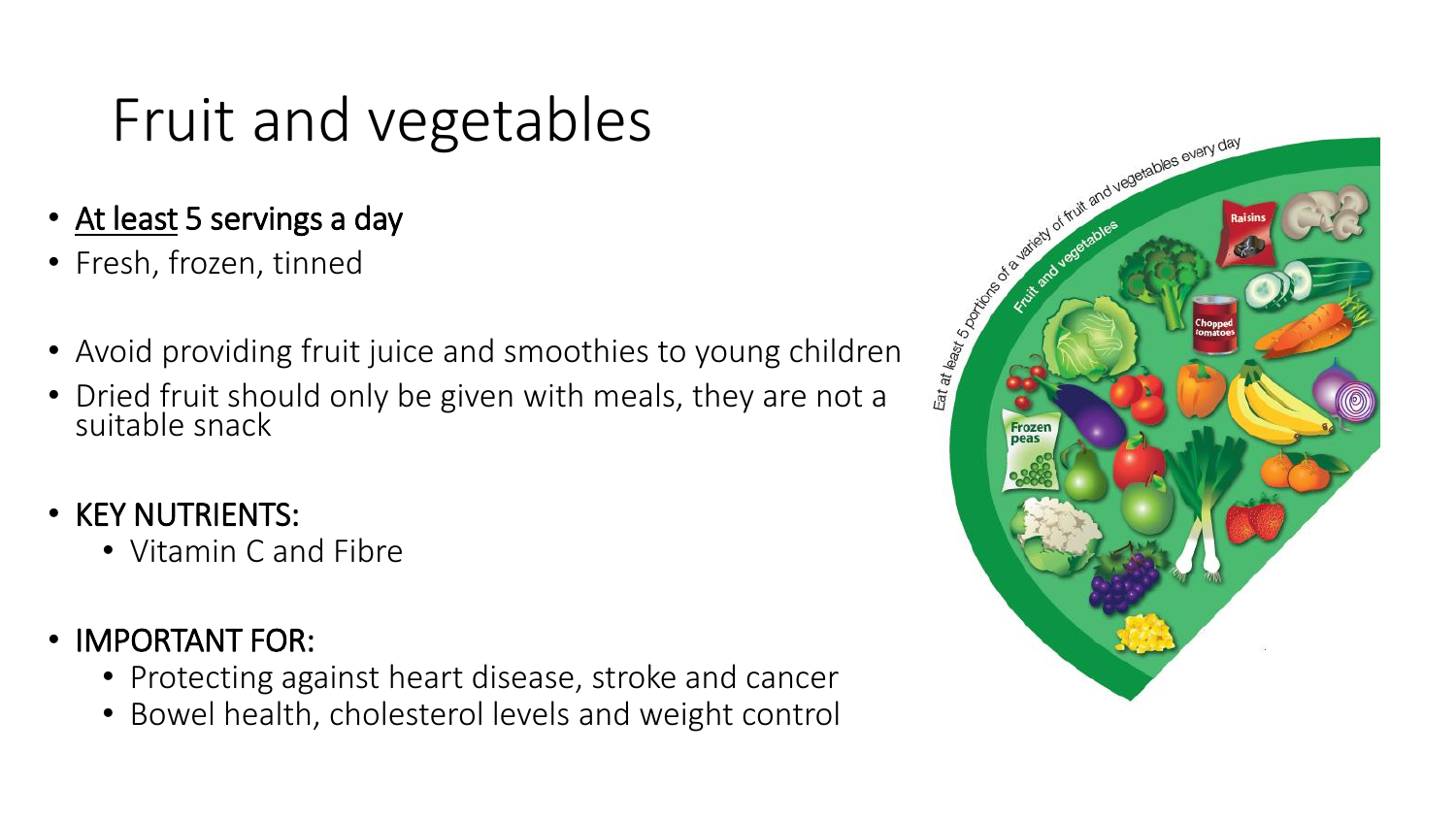# Fruit and vegetables

- At least 5 servings a day
- Fresh, frozen, tinned

- Avoid providing fruit juice and smoothies to young children
- Dried fruit should only be given with meals, they are not a suitable snack

- KEY NUTRIENTS:
  - Vitamin C and Fibre

- IMPORTANT FOR:
  - Protecting against heart disease, stroke and cancer
  - Bowel health, cholesterol levels and weight control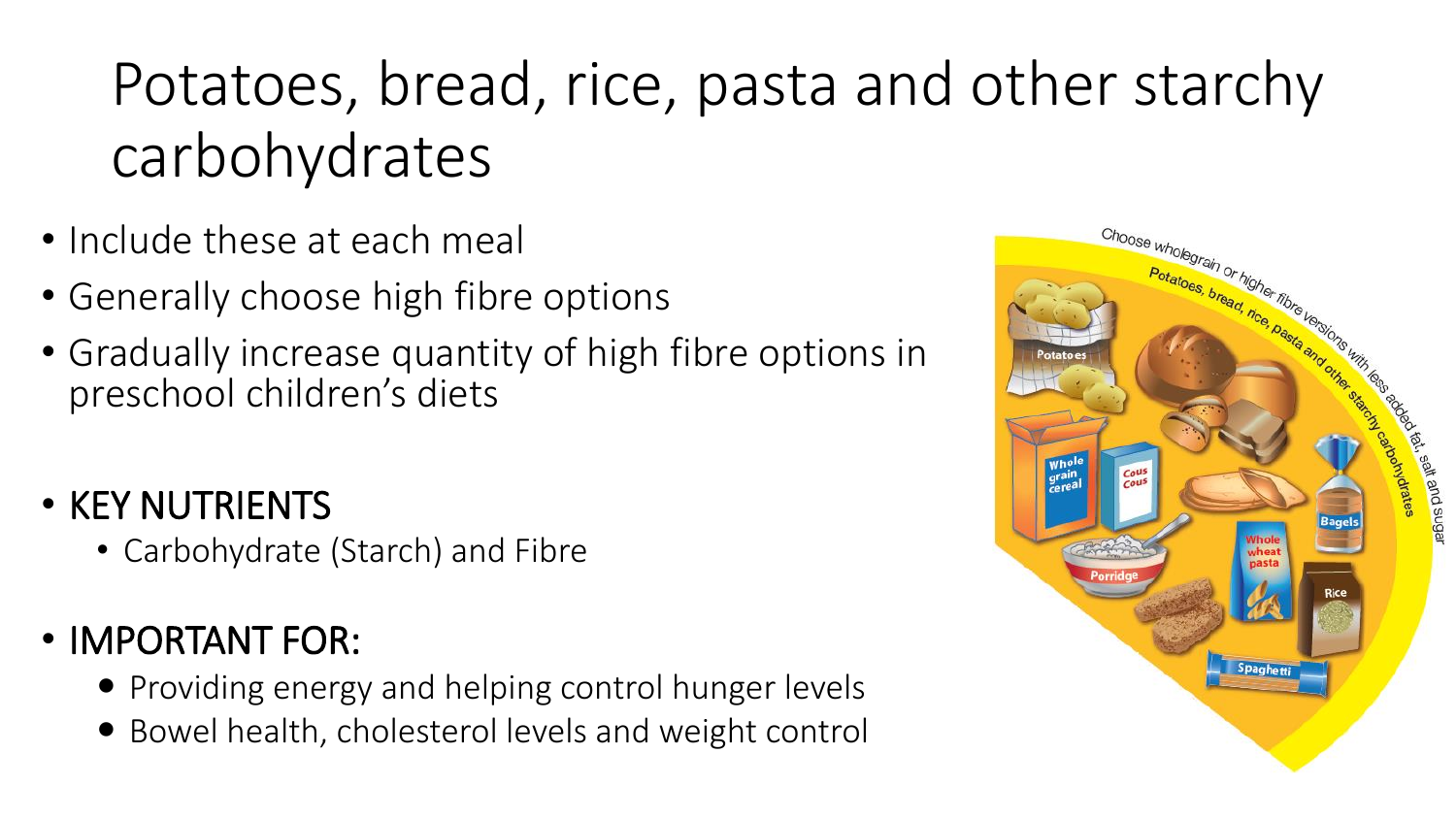# Potatoes, bread, rice, pasta and other starchy carbohydrates

- Include these at each meal
- Generally choose high fibre options
- Gradually increase quantity of high fibre options in preschool children's diets

- KEY NUTRIENTS
  - Carbohydrate (Starch) and Fibre

- IMPORTANT FOR:
  - Providing energy and helping control hunger levels
  - Bowel health, cholesterol levels and weight control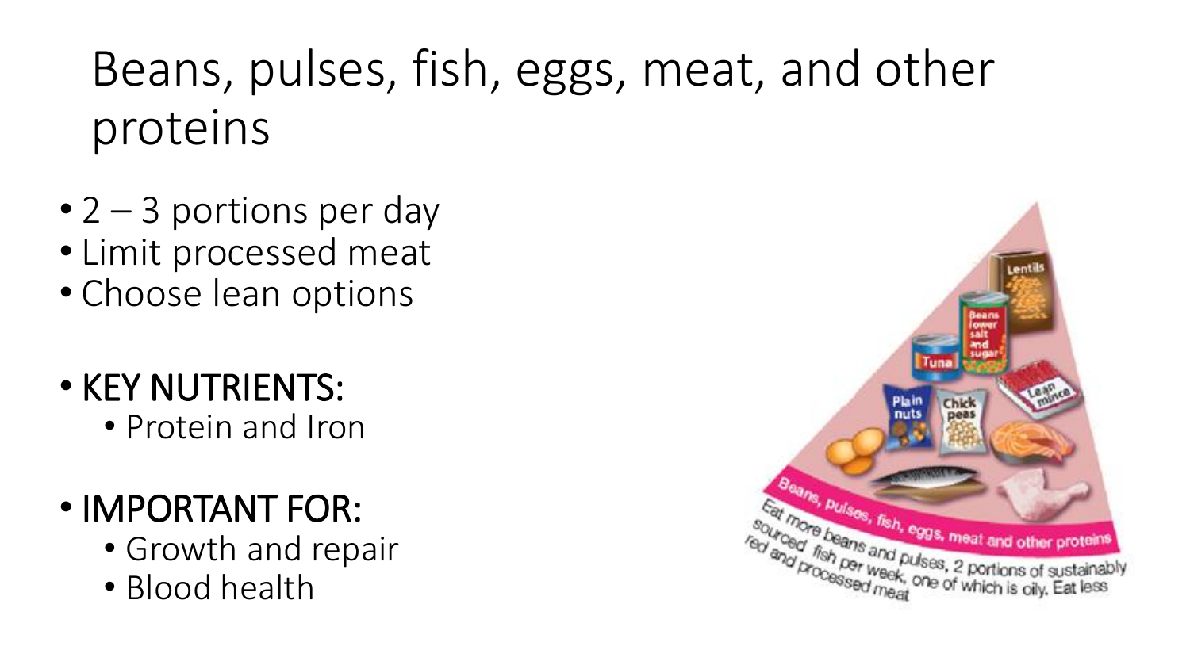# Beans, pulses, fish, eggs, meat, and other proteins

- 2 – 3 portions per day
- Limit processed meat
- Choose lean options

- KEY NUTRIENTS:
  - Protein and Iron

- IMPORTANT FOR:
  - Growth and repair
  - Blood health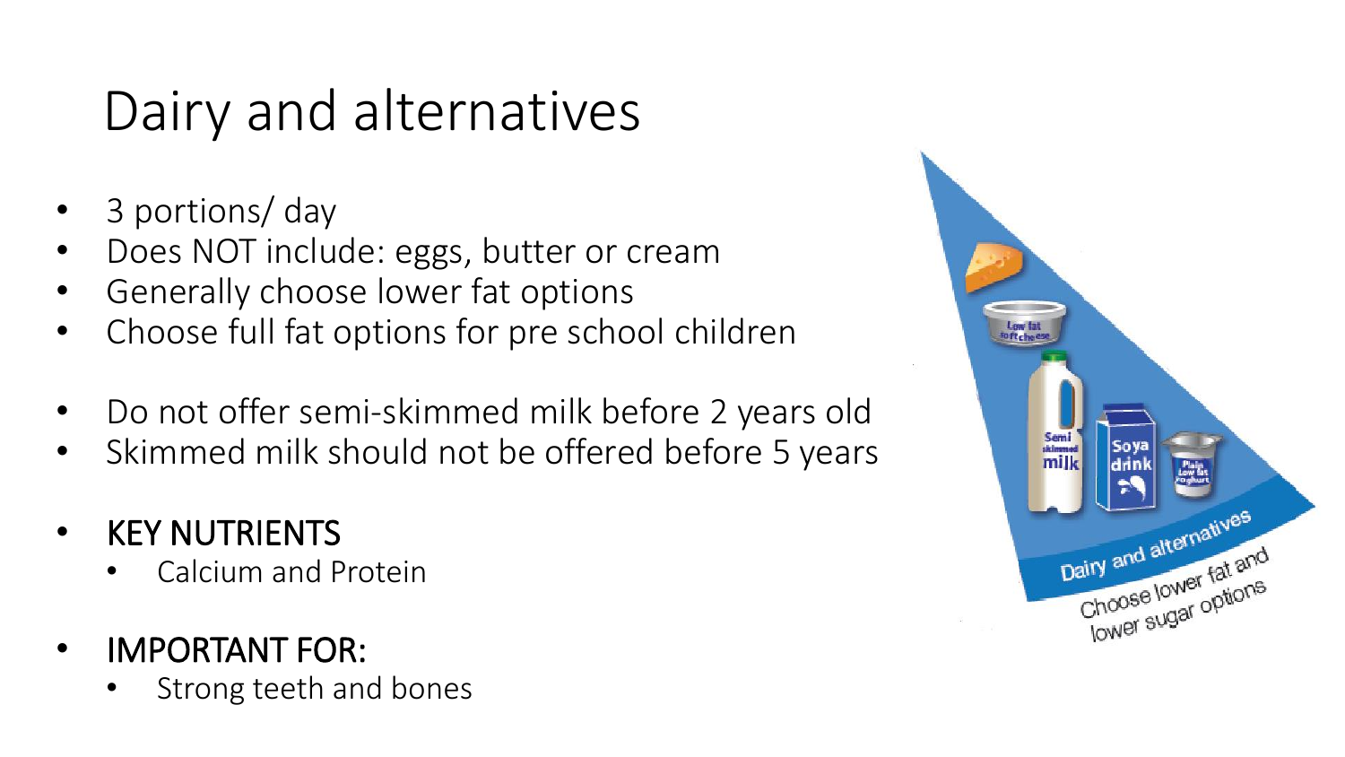# Dairy and alternatives

- 3 portions/ day
- Does NOT include: eggs, butter or cream
- Generally choose lower fat options
- Choose full fat options for pre school children

- Do not offer semi-skimmed milk before 2 years old
- Skimmed milk should not be offered before 5 years

- KEY NUTRIENTS
  - Calcium and Protein

- IMPORTANT FOR:
  - Strong teeth and bones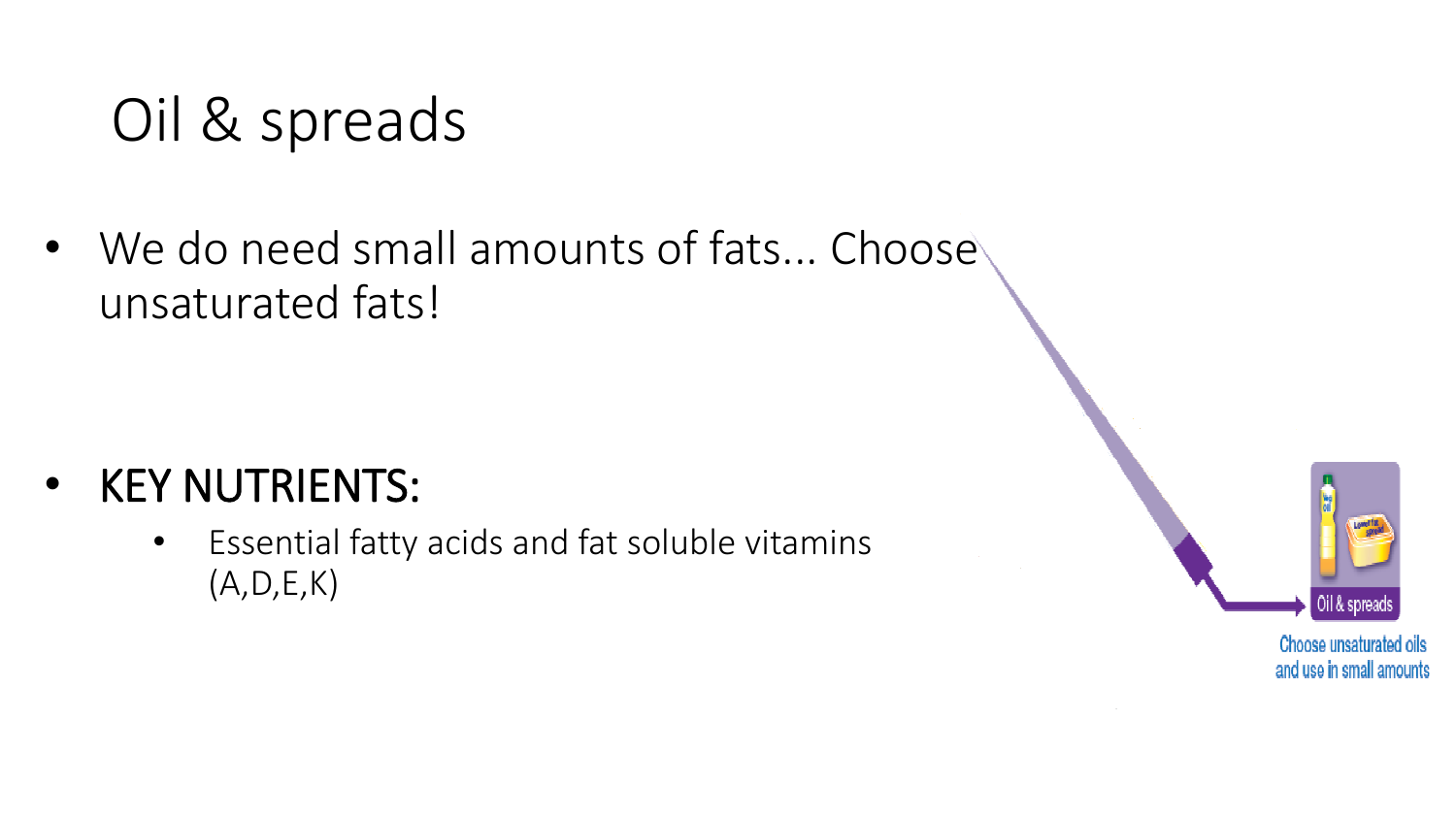# Oil & spreads

- We do need small amounts of fats... Choose unsaturated fats!

- **KEY NUTRIENTS:**
  - Essential fatty acids and fat soluble vitamins (A,D,E,K)

Oil & spreads

Choose unsaturated oils and use in small amounts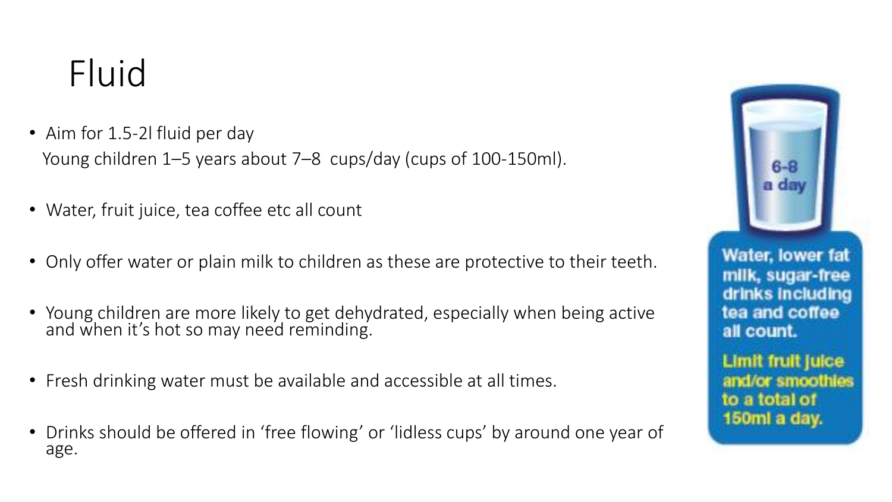# Fluid

- Aim for 1.5-2l fluid per day
  Young children 1–5 years about 7–8 cups/day (cups of 100-150ml).
- Water, fruit juice, tea coffee etc all count
- Only offer water or plain milk to children as these are protective to their teeth.
- Young children are more likely to get dehydrated, especially when being active and when it's hot so may need reminding.
- Fresh drinking water must be available and accessible at all times.
- Drinks should be offered in 'free flowing' or 'lidless cups' by around one year of age.

6-8 a day

**Water, lower fat milk, sugar-free drinks including tea and coffee all count.**

**Limit fruit juice and/or smoothies to a total of 150ml a day.**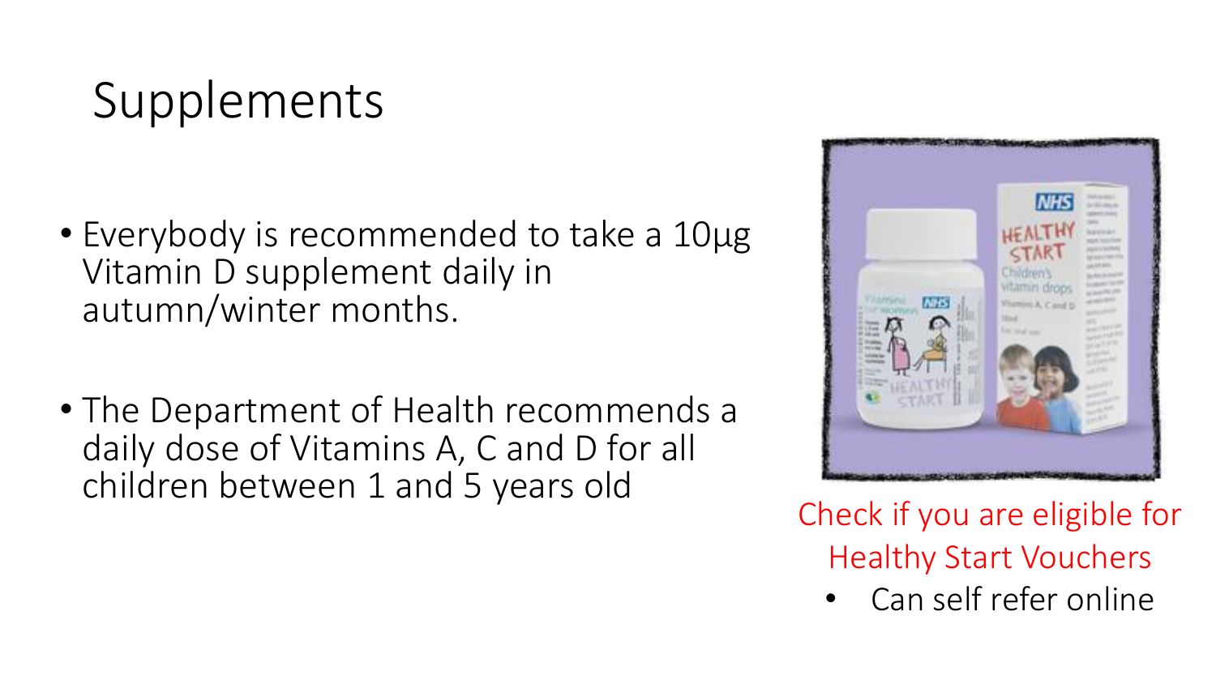# Supplements

- Everybody is recommended to take a 10µg Vitamin D supplement daily in autumn/winter months.
- The Department of Health recommends a daily dose of Vitamins A, C and D for all children between 1 and 5 years old

Check if you are eligible for Healthy Start Vouchers

- Can self refer online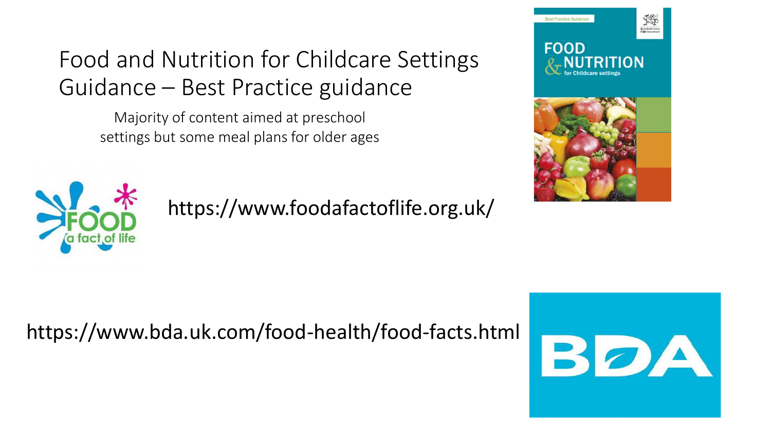# Food and Nutrition for Childcare Settings Guidance – Best Practice guidance

Majority of content aimed at preschool settings but some meal plans for older ages

https://www.foodafactoflife.org.uk/

https://www.bda.uk.com/food-health/food-facts.html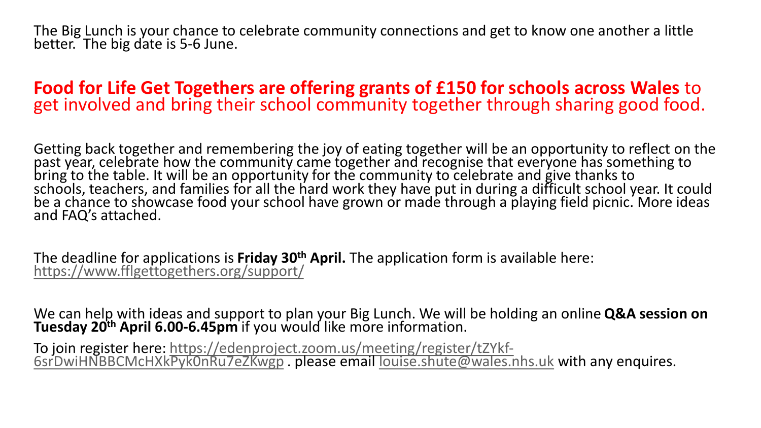The Big Lunch is your chance to celebrate community connections and get to know one another a little better. The big date is 5-6 June.

**Food for Life Get Togethers are offering grants of £150 for schools across Wales** to get involved and bring their school community together through sharing good food.

Getting back together and remembering the joy of eating together will be an opportunity to reflect on the past year, celebrate how the community came together and recognise that everyone has something to bring to the table. It will be an opportunity for the community to celebrate and give thanks to schools, teachers, and families for all the hard work they have put in during a difficult school year. It could be a chance to showcase food your school have grown or made through a playing field picnic. More ideas and FAQ's attached.

The deadline for applications is **Friday 30th April.** The application form is available here: https://www.fflgettogethers.org/support/

We can help with ideas and support to plan your Big Lunch. We will be holding an online **Q&A session on Tuesday 20th April 6.00-6.45pm** if you would like more information.

To join register here: https://edenproject.zoom.us/meeting/register/tZYkf-6srDwiHNBBCMcHXkPyk0nRu7eZKwgp . please email louise.shute@wales.nhs.uk with any enquires.